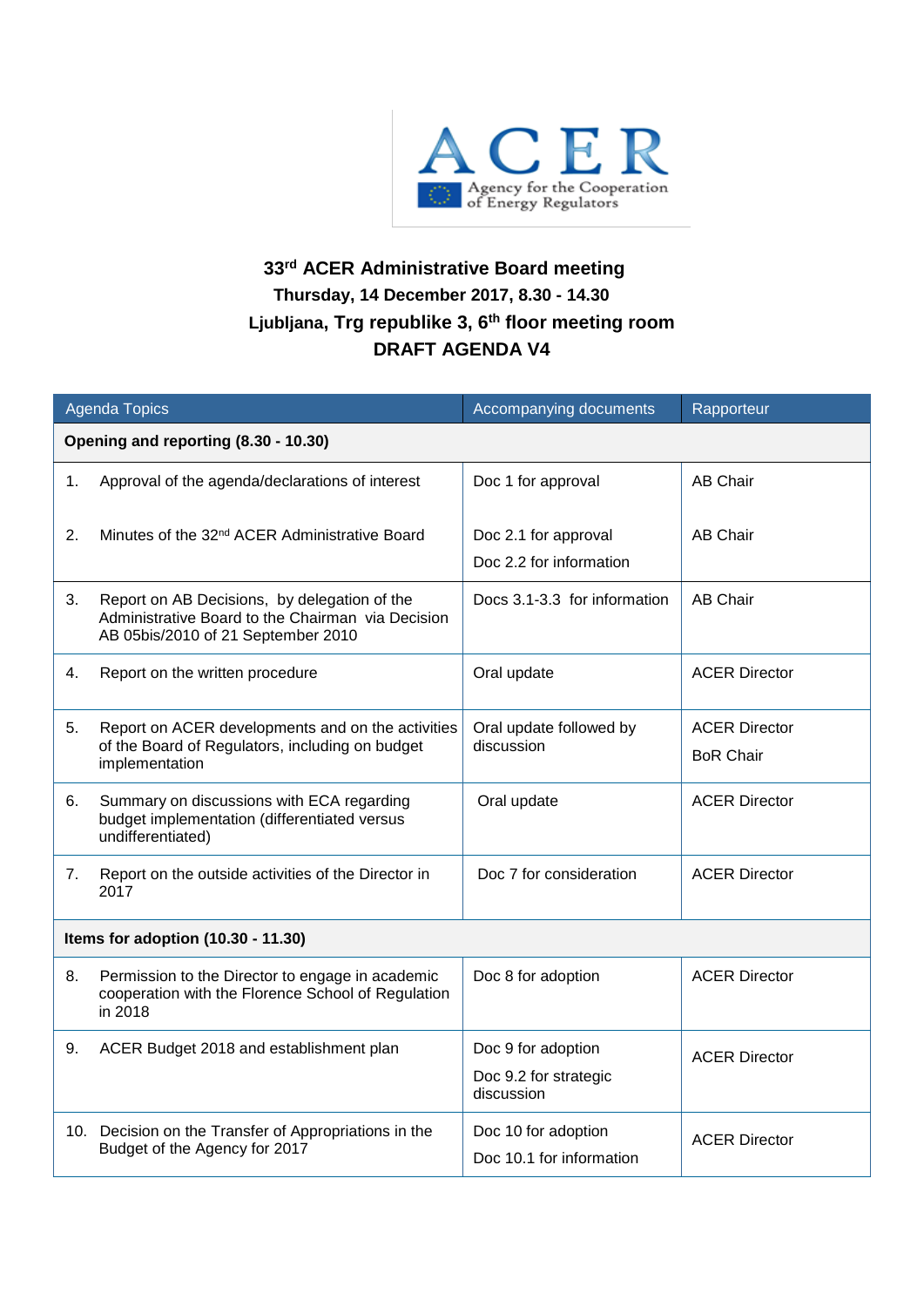ACER
Agency for the Cooperation of Energy Regulators

# 33rd ACER Administrative Board meeting

**Thursday, 14 December 2017, 8.30 - 14.30**

**Ljubljana, Trg republike 3, 6th floor meeting room**

**DRAFT AGENDA V4**

| Agenda Topics | Accompanying documents | Rapporteur |
|---|---|---|
| **Opening and reporting (8.30 - 10.30)** | | |
| 1. Approval of the agenda/declarations of interest | Doc 1 for approval | AB Chair |
| 2. Minutes of the 32nd ACER Administrative Board | Doc 2.1 for approval<br>Doc 2.2 for information | AB Chair |
| 3. Report on AB Decisions, by delegation of the Administrative Board to the Chairman via Decision AB 05bis/2010 of 21 September 2010 | Docs 3.1-3.3 for information | AB Chair |
| 4. Report on the written procedure | Oral update | ACER Director |
| 5. Report on ACER developments and on the activities of the Board of Regulators, including on budget implementation | Oral update followed by discussion | ACER Director<br>BoR Chair |
| 6. Summary on discussions with ECA regarding budget implementation (differentiated versus undifferentiated) | Oral update | ACER Director |
| 7. Report on the outside activities of the Director in 2017 | Doc 7 for consideration | ACER Director |
| **Items for adoption (10.30 - 11.30)** | | |
| 8. Permission to the Director to engage in academic cooperation with the Florence School of Regulation in 2018 | Doc 8 for adoption | ACER Director |
| 9. ACER Budget 2018 and establishment plan | Doc 9 for adoption<br>Doc 9.2 for strategic discussion | ACER Director |
| 10. Decision on the Transfer of Appropriations in the Budget of the Agency for 2017 | Doc 10 for adoption<br>Doc 10.1 for information | ACER Director |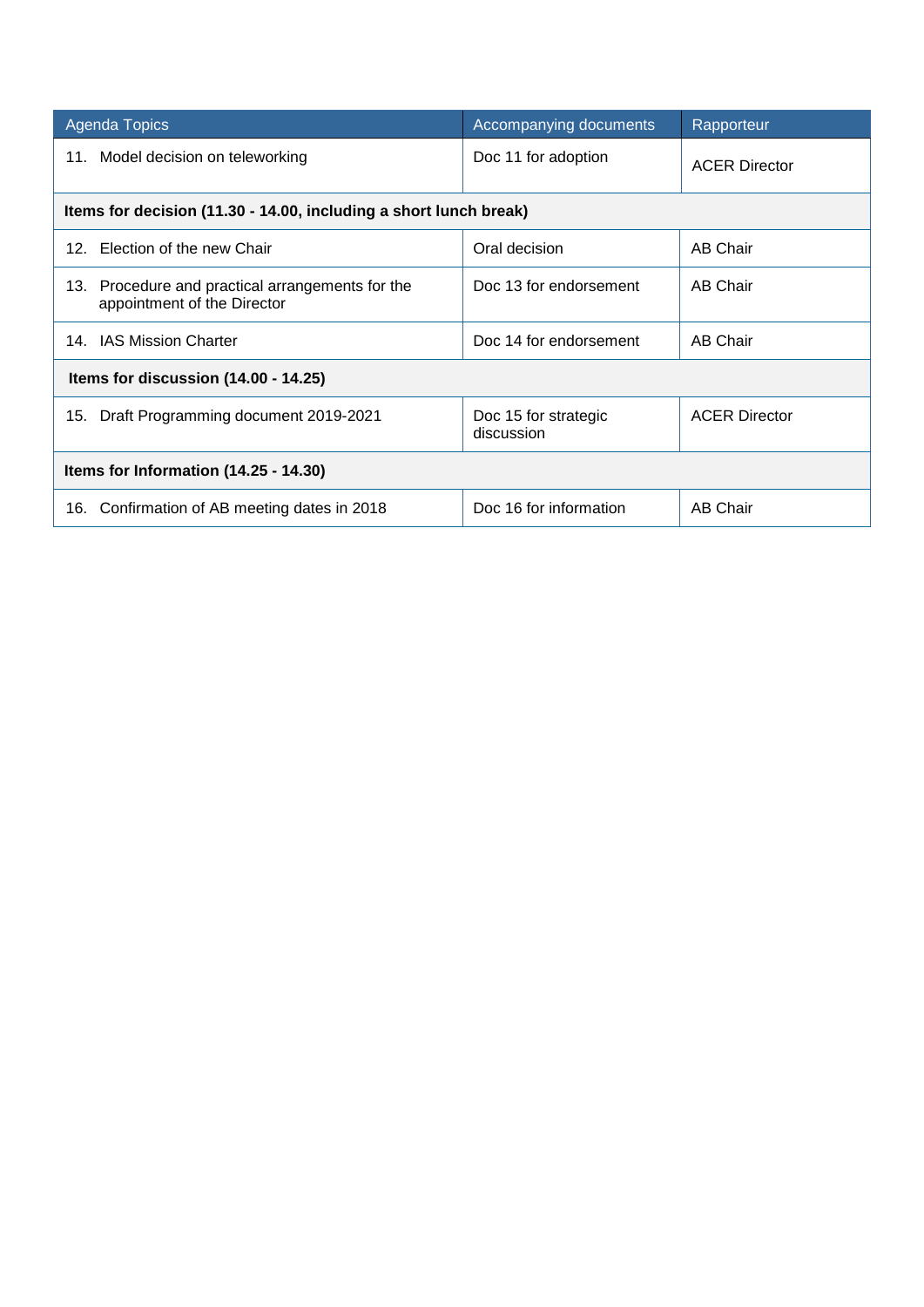| Agenda Topics | Accompanying documents | Rapporteur |
|---|---|---|
| 11. Model decision on teleworking | Doc 11 for adoption | ACER Director |
| **Items for decision (11.30 - 14.00, including a short lunch break)** | | |
| 12. Election of the new Chair | Oral decision | AB Chair |
| 13. Procedure and practical arrangements for the appointment of the Director | Doc 13 for endorsement | AB Chair |
| 14. IAS Mission Charter | Doc 14 for endorsement | AB Chair |
| **Items for discussion (14.00 - 14.25)** | | |
| 15. Draft Programming document 2019-2021 | Doc 15 for strategic discussion | ACER Director |
| **Items for Information (14.25 - 14.30)** | | |
| 16. Confirmation of AB meeting dates in 2018 | Doc 16 for information | AB Chair |